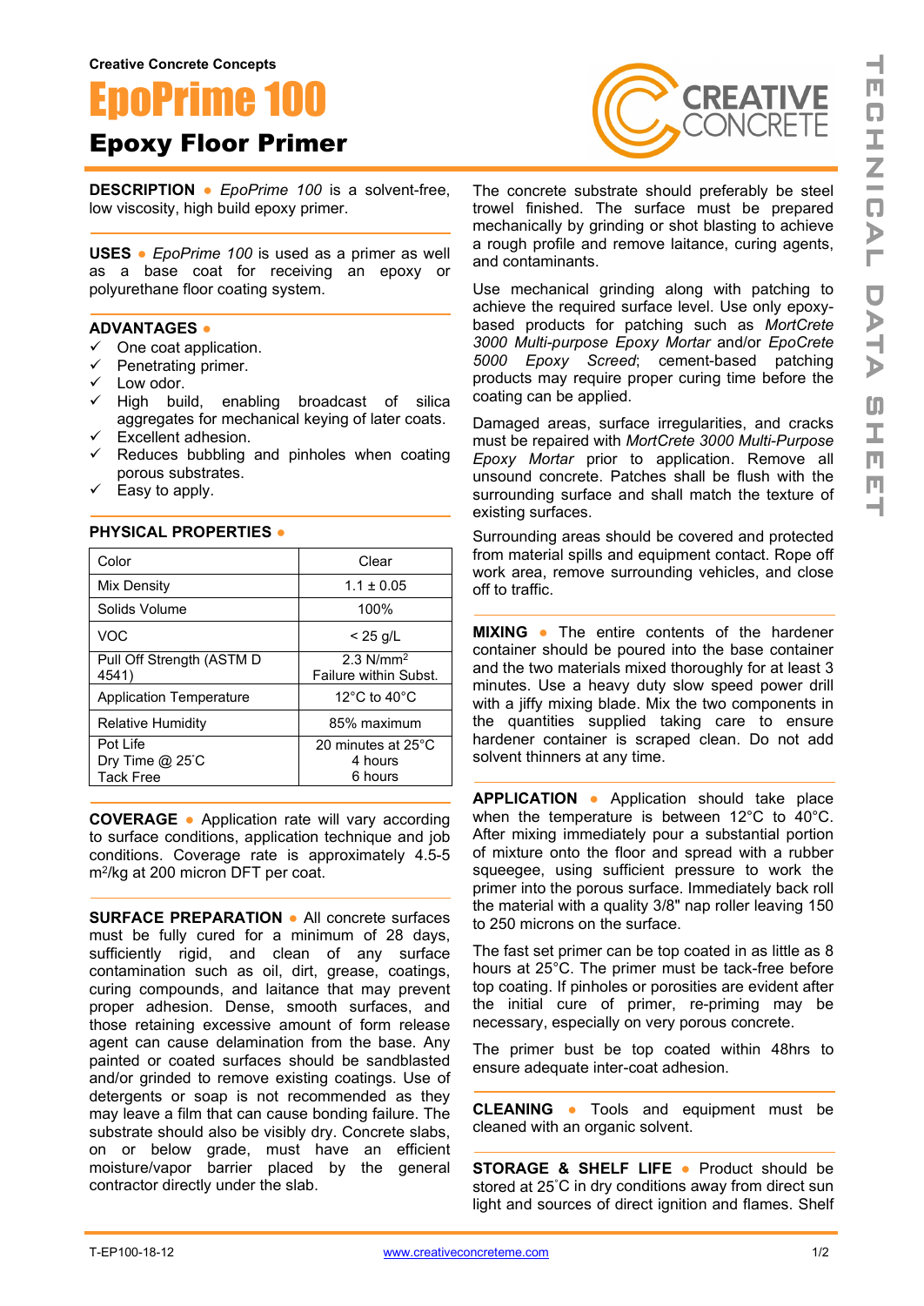Creative Concrete Concepts

# EpoPrime 100

## Epoxy Floor Primer

**DESCRIPTION** • *EpoPrime 100* is a solvent-free, low viscosity, high build epoxy primer.

**USES** • *EpoPrime 100* is used as a primer as well as a base coat for receiving an epoxy or polyurethane floor coating system.

**ADVANTAGES** •

- ✓ One coat application.
- ✓ Penetrating primer.
- ✓ Low odor.
- ✓ High build, enabling broadcast of silica aggregates for mechanical keying of later coats.
- ✓ Excellent adhesion.
- ✓ Reduces bubbling and pinholes when coating porous substrates.
- ✓ Easy to apply.

**PHYSICAL PROPERTIES** •

| Property | Value |
|---|---|
| Color | Clear |
| Mix Density | 1.1 ± 0.05 |
| Solids Volume | 100% |
| VOC | < 25 g/L |
| Pull Off Strength (ASTM D 4541) | 2.3 N/mm$^2$ Failure within Subst. |
| Application Temperature | 12°C to 40°C |
| Relative Humidity | 85% maximum |
| Pot Life<br>Dry Time @ 25˚C<br>Tack Free | 20 minutes at 25°C<br>4 hours<br>6 hours |

**COVERAGE** • Application rate will vary according to surface conditions, application technique and job conditions. Coverage rate is approximately 4.5-5 m$^2$/kg at 200 micron DFT per coat.

**SURFACE PREPARATION** • All concrete surfaces must be fully cured for a minimum of 28 days, sufficiently rigid, and clean of any surface contamination such as oil, dirt, grease, coatings, curing compounds, and laitance that may prevent proper adhesion. Dense, smooth surfaces, and those retaining excessive amount of form release agent can cause delamination from the base. Any painted or coated surfaces should be sandblasted and/or grinded to remove existing coatings. Use of detergents or soap is not recommended as they may leave a film that can cause bonding failure. The substrate should also be visibly dry. Concrete slabs, on or below grade, must have an efficient moisture/vapor barrier placed by the general contractor directly under the slab.

The concrete substrate should preferably be steel trowel finished. The surface must be prepared mechanically by grinding or shot blasting to achieve a rough profile and remove laitance, curing agents, and contaminants.

Use mechanical grinding along with patching to achieve the required surface level. Use only epoxy-based products for patching such as *MortCrete 3000 Multi-purpose Epoxy Mortar* and/or *EpoCrete 5000 Epoxy Screed*; cement-based patching products may require proper curing time before the coating can be applied.

Damaged areas, surface irregularities, and cracks must be repaired with *MortCrete 3000 Multi-Purpose Epoxy Mortar* prior to application. Remove all unsound concrete. Patches shall be flush with the surrounding surface and shall match the texture of existing surfaces.

Surrounding areas should be covered and protected from material spills and equipment contact. Rope off work area, remove surrounding vehicles, and close off to traffic.

**MIXING** • The entire contents of the hardener container should be poured into the base container and the two materials mixed thoroughly for at least 3 minutes. Use a heavy duty slow speed power drill with a jiffy mixing blade. Mix the two components in the quantities supplied taking care to ensure hardener container is scraped clean. Do not add solvent thinners at any time.

**APPLICATION** • Application should take place when the temperature is between 12°C to 40°C. After mixing immediately pour a substantial portion of mixture onto the floor and spread with a rubber squeegee, using sufficient pressure to work the primer into the porous surface. Immediately back roll the material with a quality 3/8" nap roller leaving 150 to 250 microns on the surface.

The fast set primer can be top coated in as little as 8 hours at 25°C. The primer must be tack-free before top coating. If pinholes or porosities are evident after the initial cure of primer, re-priming may be necessary, especially on very porous concrete.

The primer bust be top coated within 48hrs to ensure adequate inter-coat adhesion.

**CLEANING** • Tools and equipment must be cleaned with an organic solvent.

**STORAGE & SHELF LIFE** • Product should be stored at 25˚C in dry conditions away from direct sun light and sources of direct ignition and flames. Shelf

T-EP100-18-12 www.creativeconcreteme.com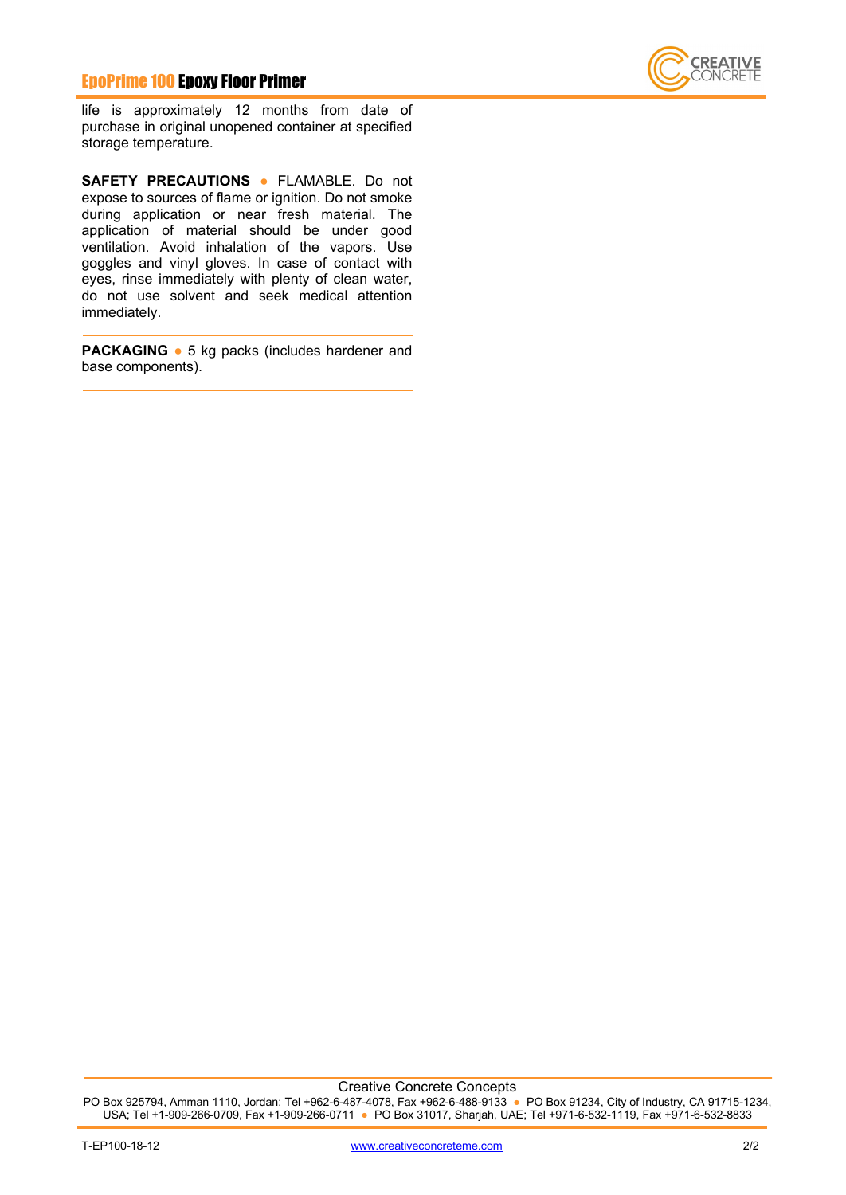life is approximately 12 months from date of purchase in original unopened container at specified storage temperature.

**SAFETY PRECAUTIONS** ● FLAMABLE. Do not expose to sources of flame or ignition. Do not smoke during application or near fresh material. The application of material should be under good ventilation. Avoid inhalation of the vapors. Use goggles and vinyl gloves. In case of contact with eyes, rinse immediately with plenty of clean water, do not use solvent and seek medical attention immediately.

**PACKAGING** ● 5 kg packs (includes hardener and base components).

Creative Concrete Concepts

PO Box 925794, Amman 1110, Jordan; Tel +962-6-487-4078, Fax +962-6-488-9133 ● PO Box 91234, City of Industry, CA 91715-1234, USA; Tel +1-909-266-0709, Fax +1-909-266-0711 ● PO Box 31017, Sharjah, UAE; Tel +971-6-532-1119, Fax +971-6-532-8833

T-EP100-18-12 www.creativeconcreteme.com